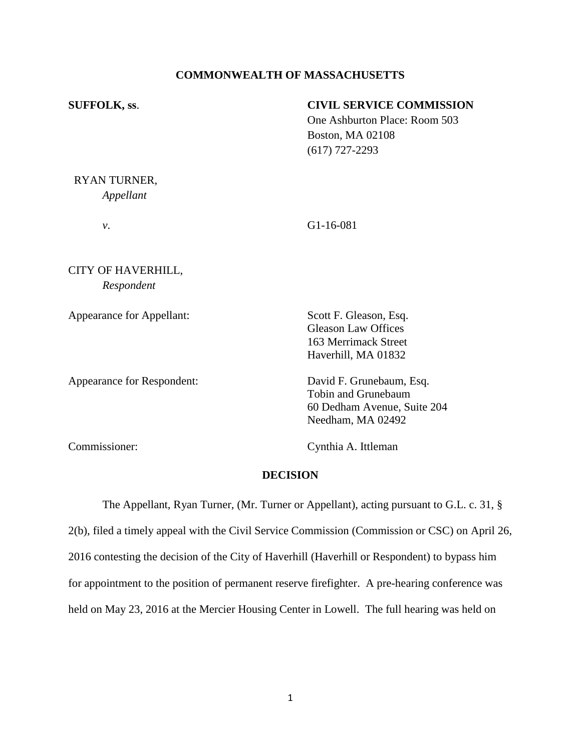**COMMONWEALTH OF MASSACHUSETTS**

**SUFFOLK, ss.**

**CIVIL SERVICE COMMISSION**
One Ashburton Place: Room 503
Boston, MA 02108
(617) 727-2293

RYAN TURNER,
*Appellant*

*v.* G1-16-081

CITY OF HAVERHILL,
*Respondent*

Appearance for Appellant: Scott F. Gleason, Esq.
Gleason Law Offices
163 Merrimack Street
Haverhill, MA 01832

Appearance for Respondent: David F. Grunebaum, Esq.
Tobin and Grunebaum
60 Dedham Avenue, Suite 204
Needham, MA 02492

Commissioner: Cynthia A. Ittleman

**DECISION**

The Appellant, Ryan Turner, (Mr. Turner or Appellant), acting pursuant to G.L. c. 31, § 2(b), filed a timely appeal with the Civil Service Commission (Commission or CSC) on April 26, 2016 contesting the decision of the City of Haverhill (Haverhill or Respondent) to bypass him for appointment to the position of permanent reserve firefighter. A pre-hearing conference was held on May 23, 2016 at the Mercier Housing Center in Lowell. The full hearing was held on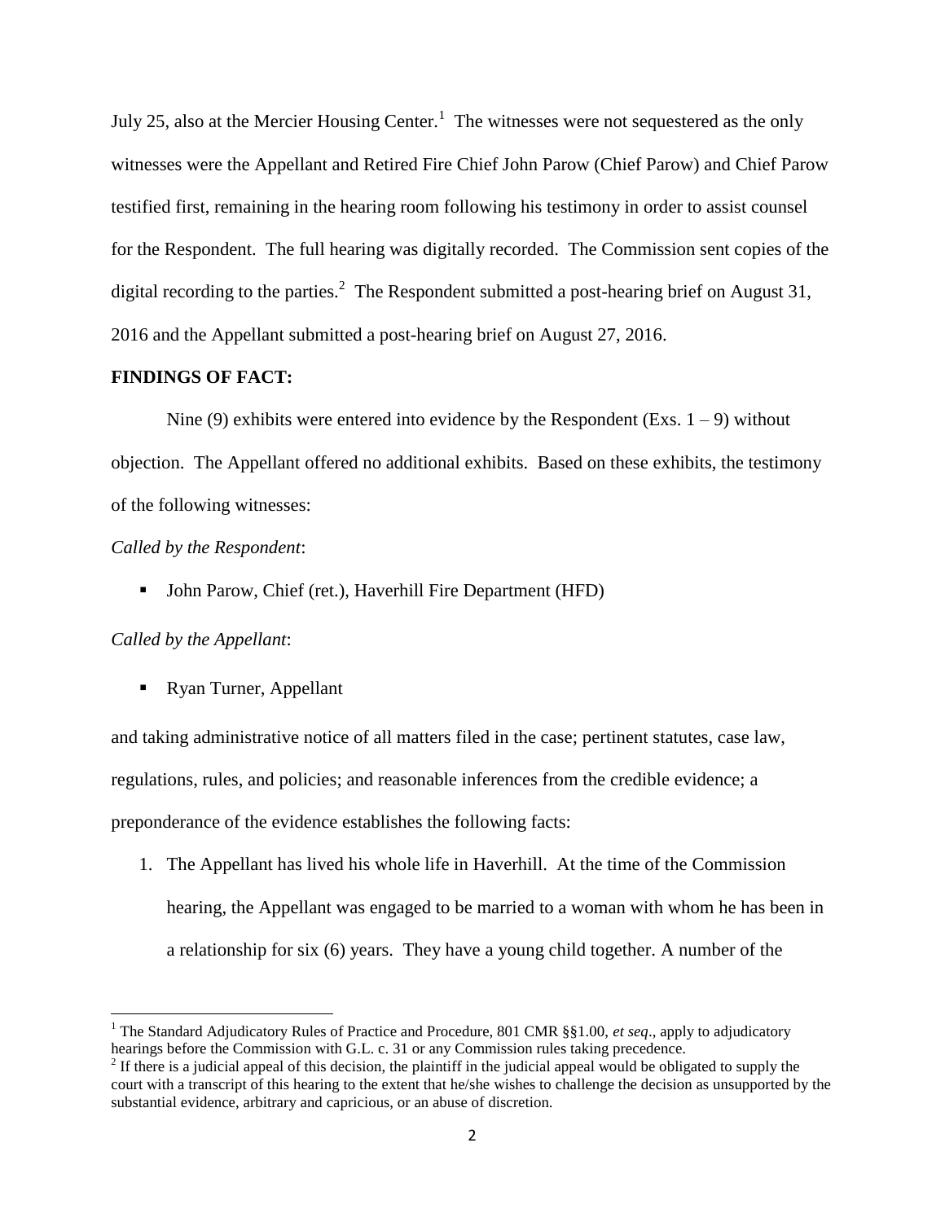July 25, also at the Mercier Housing Center.[1] The witnesses were not sequestered as the only witnesses were the Appellant and Retired Fire Chief John Parow (Chief Parow) and Chief Parow testified first, remaining in the hearing room following his testimony in order to assist counsel for the Respondent. The full hearing was digitally recorded. The Commission sent copies of the digital recording to the parties.[2] The Respondent submitted a post-hearing brief on August 31, 2016 and the Appellant submitted a post-hearing brief on August 27, 2016.

**FINDINGS OF FACT:**

Nine (9) exhibits were entered into evidence by the Respondent (Exs. 1 – 9) without objection. The Appellant offered no additional exhibits. Based on these exhibits, the testimony of the following witnesses:

*Called by the Respondent*:

- John Parow, Chief (ret.), Haverhill Fire Department (HFD)

*Called by the Appellant*:

- Ryan Turner, Appellant

and taking administrative notice of all matters filed in the case; pertinent statutes, case law, regulations, rules, and policies; and reasonable inferences from the credible evidence; a preponderance of the evidence establishes the following facts:

1. The Appellant has lived his whole life in Haverhill. At the time of the Commission hearing, the Appellant was engaged to be married to a woman with whom he has been in a relationship for six (6) years. They have a young child together. A number of the

---

[1] The Standard Adjudicatory Rules of Practice and Procedure, 801 CMR §§1.00, *et seq*., apply to adjudicatory hearings before the Commission with G.L. c. 31 or any Commission rules taking precedence.

[2] If there is a judicial appeal of this decision, the plaintiff in the judicial appeal would be obligated to supply the court with a transcript of this hearing to the extent that he/she wishes to challenge the decision as unsupported by the substantial evidence, arbitrary and capricious, or an abuse of discretion.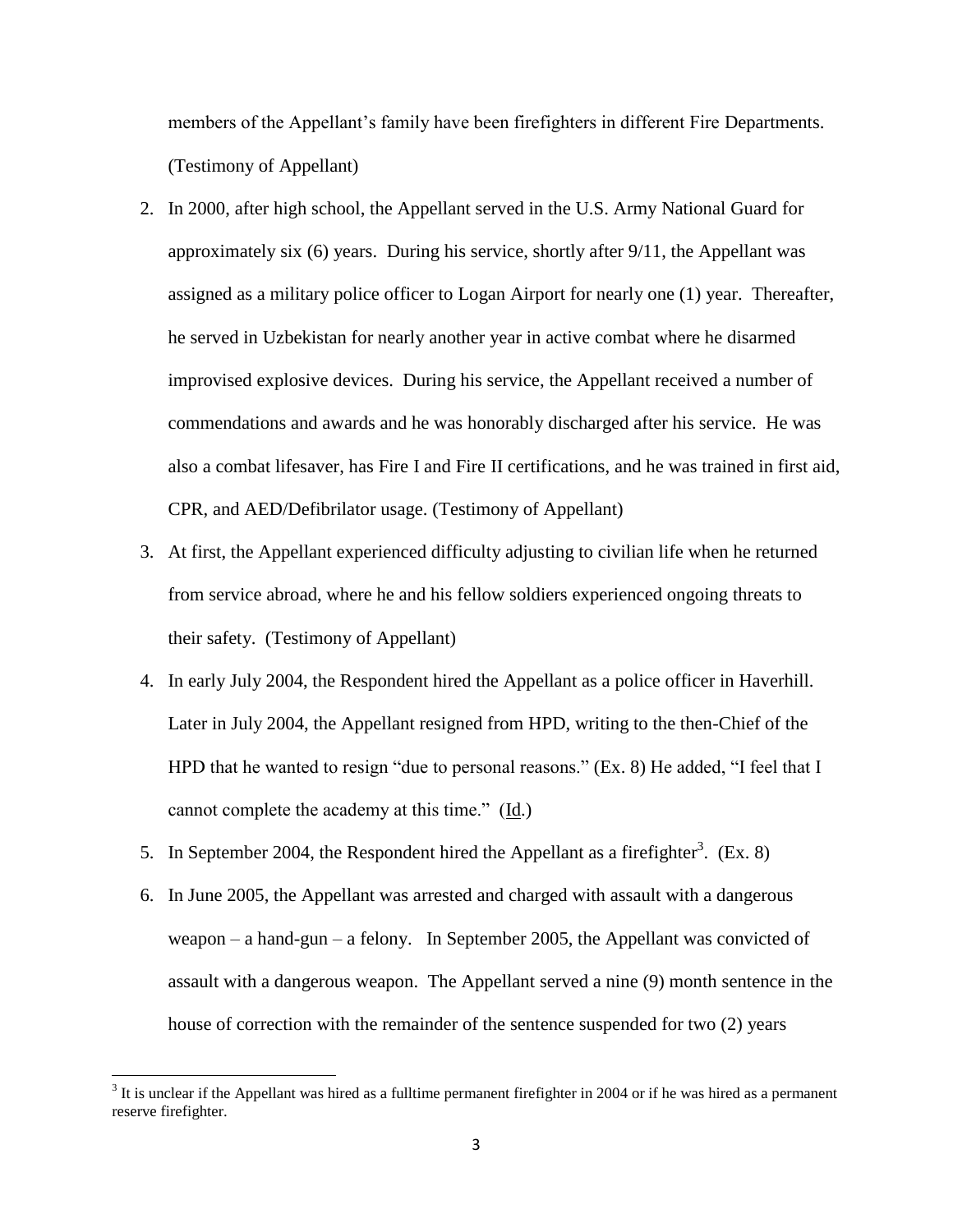members of the Appellant's family have been firefighters in different Fire Departments. (Testimony of Appellant)

2. In 2000, after high school, the Appellant served in the U.S. Army National Guard for approximately six (6) years. During his service, shortly after 9/11, the Appellant was assigned as a military police officer to Logan Airport for nearly one (1) year. Thereafter, he served in Uzbekistan for nearly another year in active combat where he disarmed improvised explosive devices. During his service, the Appellant received a number of commendations and awards and he was honorably discharged after his service. He was also a combat lifesaver, has Fire I and Fire II certifications, and he was trained in first aid, CPR, and AED/Defibrilator usage. (Testimony of Appellant)
3. At first, the Appellant experienced difficulty adjusting to civilian life when he returned from service abroad, where he and his fellow soldiers experienced ongoing threats to their safety. (Testimony of Appellant)
4. In early July 2004, the Respondent hired the Appellant as a police officer in Haverhill. Later in July 2004, the Appellant resigned from HPD, writing to the then-Chief of the HPD that he wanted to resign "due to personal reasons." (Ex. 8) He added, "I feel that I cannot complete the academy at this time." (Id.)
5. In September 2004, the Respondent hired the Appellant as a firefighter[3]. (Ex. 8)
6. In June 2005, the Appellant was arrested and charged with assault with a dangerous weapon – a hand-gun – a felony. In September 2005, the Appellant was convicted of assault with a dangerous weapon. The Appellant served a nine (9) month sentence in the house of correction with the remainder of the sentence suspended for two (2) years

[3] It is unclear if the Appellant was hired as a fulltime permanent firefighter in 2004 or if he was hired as a permanent reserve firefighter.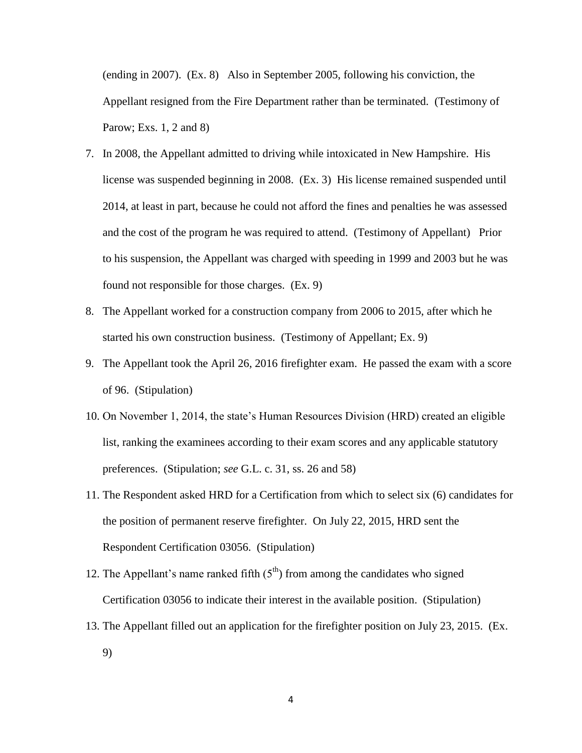(ending in 2007). (Ex. 8) Also in September 2005, following his conviction, the Appellant resigned from the Fire Department rather than be terminated. (Testimony of Parow; Exs. 1, 2 and 8)

7. In 2008, the Appellant admitted to driving while intoxicated in New Hampshire. His license was suspended beginning in 2008. (Ex. 3) His license remained suspended until 2014, at least in part, because he could not afford the fines and penalties he was assessed and the cost of the program he was required to attend. (Testimony of Appellant) Prior to his suspension, the Appellant was charged with speeding in 1999 and 2003 but he was found not responsible for those charges. (Ex. 9)
8. The Appellant worked for a construction company from 2006 to 2015, after which he started his own construction business. (Testimony of Appellant; Ex. 9)
9. The Appellant took the April 26, 2016 firefighter exam. He passed the exam with a score of 96. (Stipulation)
10. On November 1, 2014, the state's Human Resources Division (HRD) created an eligible list, ranking the examinees according to their exam scores and any applicable statutory preferences. (Stipulation; *see* G.L. c. 31, ss. 26 and 58)
11. The Respondent asked HRD for a Certification from which to select six (6) candidates for the position of permanent reserve firefighter. On July 22, 2015, HRD sent the Respondent Certification 03056. (Stipulation)
12. The Appellant's name ranked fifth (5th) from among the candidates who signed Certification 03056 to indicate their interest in the available position. (Stipulation)
13. The Appellant filled out an application for the firefighter position on July 23, 2015. (Ex. 9)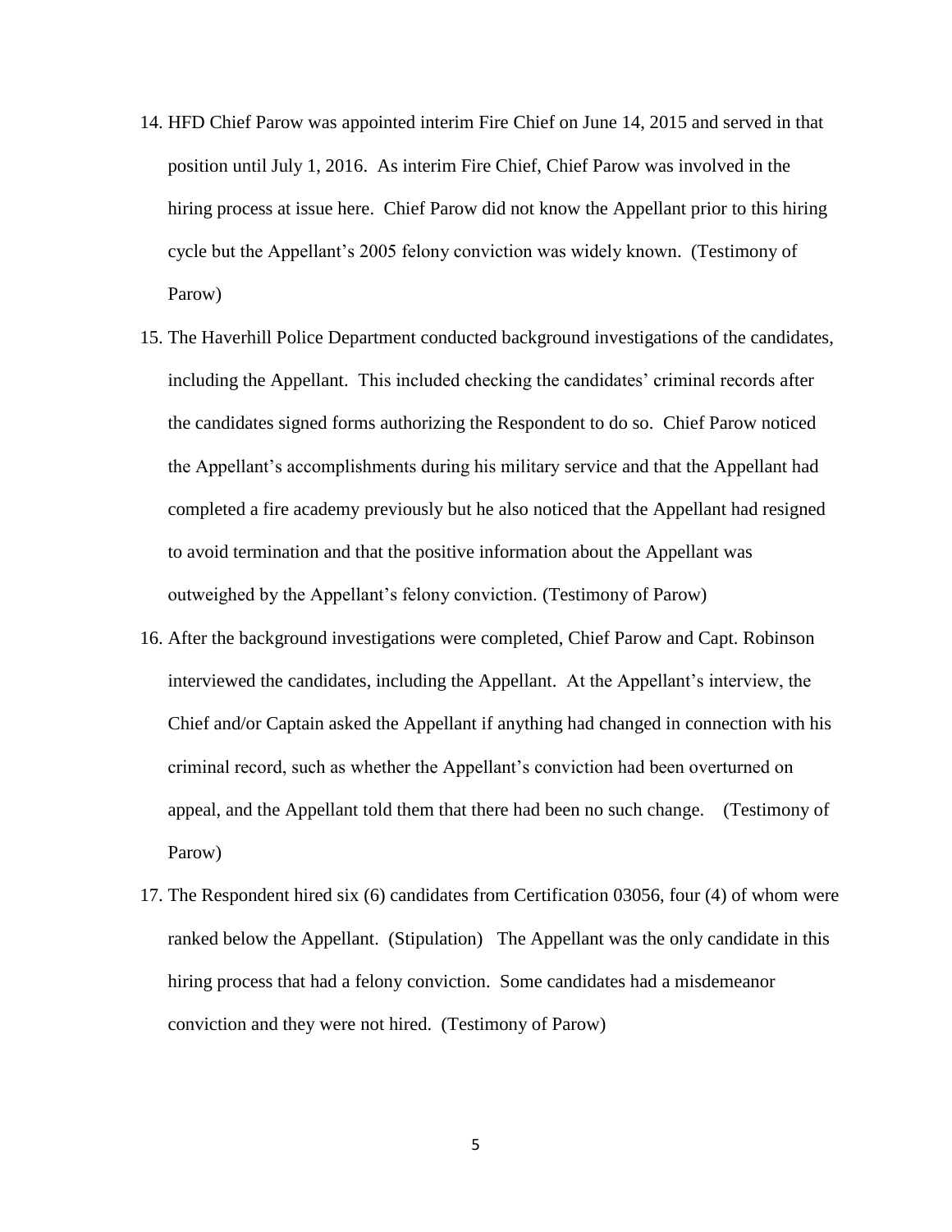14. HFD Chief Parow was appointed interim Fire Chief on June 14, 2015 and served in that position until July 1, 2016. As interim Fire Chief, Chief Parow was involved in the hiring process at issue here. Chief Parow did not know the Appellant prior to this hiring cycle but the Appellant's 2005 felony conviction was widely known. (Testimony of Parow)

15. The Haverhill Police Department conducted background investigations of the candidates, including the Appellant. This included checking the candidates' criminal records after the candidates signed forms authorizing the Respondent to do so. Chief Parow noticed the Appellant's accomplishments during his military service and that the Appellant had completed a fire academy previously but he also noticed that the Appellant had resigned to avoid termination and that the positive information about the Appellant was outweighed by the Appellant's felony conviction. (Testimony of Parow)

16. After the background investigations were completed, Chief Parow and Capt. Robinson interviewed the candidates, including the Appellant. At the Appellant's interview, the Chief and/or Captain asked the Appellant if anything had changed in connection with his criminal record, such as whether the Appellant's conviction had been overturned on appeal, and the Appellant told them that there had been no such change. (Testimony of Parow)

17. The Respondent hired six (6) candidates from Certification 03056, four (4) of whom were ranked below the Appellant. (Stipulation) The Appellant was the only candidate in this hiring process that had a felony conviction. Some candidates had a misdemeanor conviction and they were not hired. (Testimony of Parow)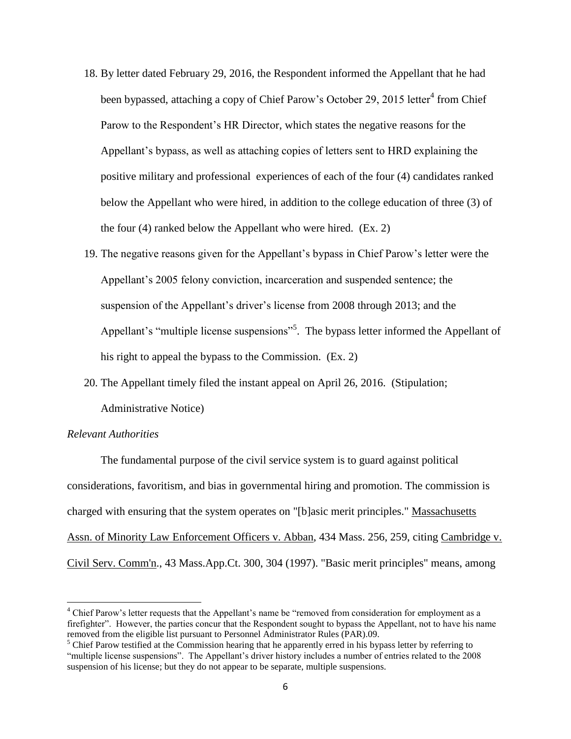18. By letter dated February 29, 2016, the Respondent informed the Appellant that he had been bypassed, attaching a copy of Chief Parow's October 29, 2015 letter[4] from Chief Parow to the Respondent's HR Director, which states the negative reasons for the Appellant's bypass, as well as attaching copies of letters sent to HRD explaining the positive military and professional experiences of each of the four (4) candidates ranked below the Appellant who were hired, in addition to the college education of three (3) of the four (4) ranked below the Appellant who were hired. (Ex. 2)

19. The negative reasons given for the Appellant's bypass in Chief Parow's letter were the Appellant's 2005 felony conviction, incarceration and suspended sentence; the suspension of the Appellant's driver's license from 2008 through 2013; and the Appellant's "multiple license suspensions"[5]. The bypass letter informed the Appellant of his right to appeal the bypass to the Commission. (Ex. 2)

20. The Appellant timely filed the instant appeal on April 26, 2016. (Stipulation; Administrative Notice)

*Relevant Authorities*

The fundamental purpose of the civil service system is to guard against political considerations, favoritism, and bias in governmental hiring and promotion. The commission is charged with ensuring that the system operates on "[b]asic merit principles." Massachusetts Assn. of Minority Law Enforcement Officers v. Abban, 434 Mass. 256, 259, citing Cambridge v. Civil Serv. Comm'n., 43 Mass.App.Ct. 300, 304 (1997). "Basic merit principles" means, among

---

[4] Chief Parow's letter requests that the Appellant's name be "removed from consideration for employment as a firefighter". However, the parties concur that the Respondent sought to bypass the Appellant, not to have his name removed from the eligible list pursuant to Personnel Administrator Rules (PAR).09.

[5] Chief Parow testified at the Commission hearing that he apparently erred in his bypass letter by referring to "multiple license suspensions". The Appellant's driver history includes a number of entries related to the 2008 suspension of his license; but they do not appear to be separate, multiple suspensions.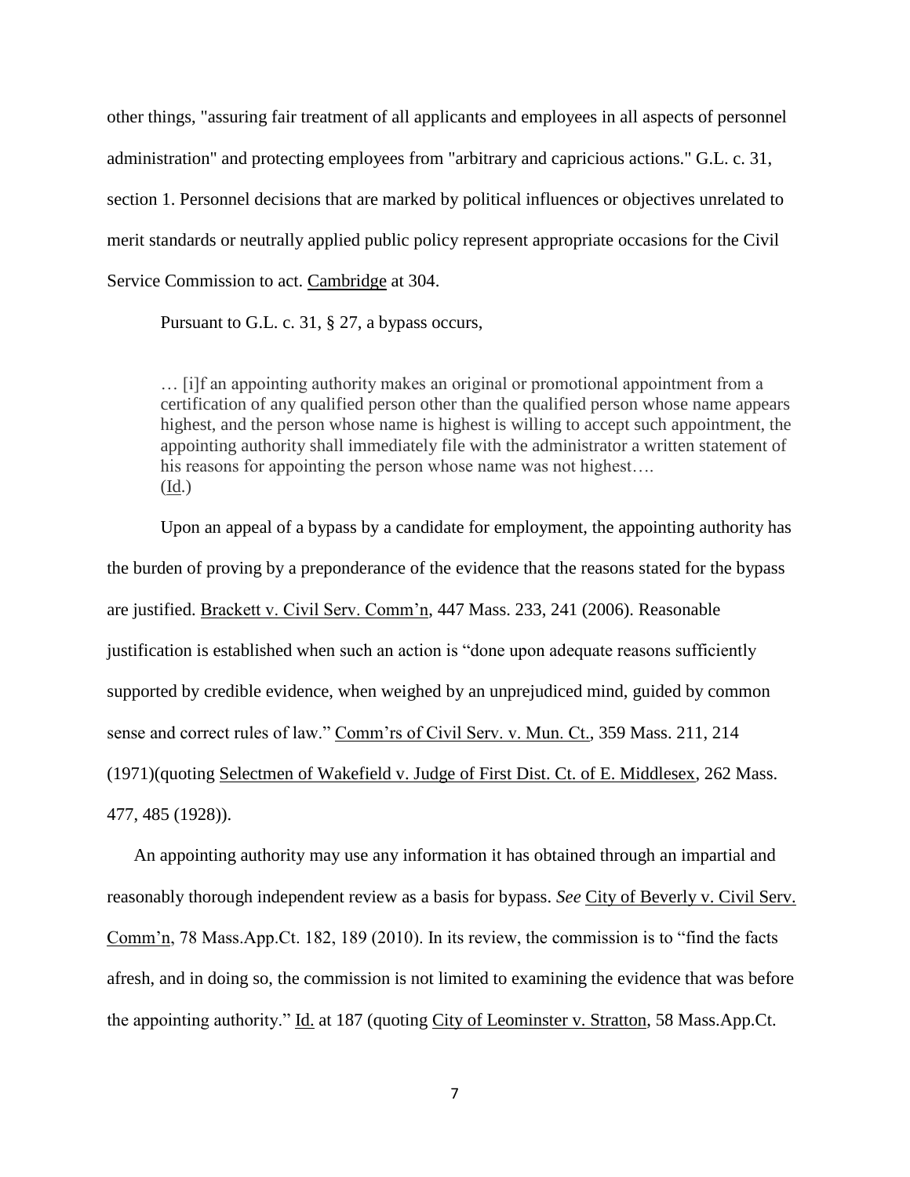other things, "assuring fair treatment of all applicants and employees in all aspects of personnel administration" and protecting employees from "arbitrary and capricious actions." G.L. c. 31, section 1. Personnel decisions that are marked by political influences or objectives unrelated to merit standards or neutrally applied public policy represent appropriate occasions for the Civil Service Commission to act. Cambridge at 304.

Pursuant to G.L. c. 31, § 27, a bypass occurs,

> … [i]f an appointing authority makes an original or promotional appointment from a certification of any qualified person other than the qualified person whose name appears highest, and the person whose name is highest is willing to accept such appointment, the appointing authority shall immediately file with the administrator a written statement of his reasons for appointing the person whose name was not highest….
> (Id.)

Upon an appeal of a bypass by a candidate for employment, the appointing authority has the burden of proving by a preponderance of the evidence that the reasons stated for the bypass are justified. Brackett v. Civil Serv. Comm'n, 447 Mass. 233, 241 (2006). Reasonable justification is established when such an action is "done upon adequate reasons sufficiently supported by credible evidence, when weighed by an unprejudiced mind, guided by common sense and correct rules of law." Comm'rs of Civil Serv. v. Mun. Ct., 359 Mass. 211, 214 (1971)(quoting Selectmen of Wakefield v. Judge of First Dist. Ct. of E. Middlesex, 262 Mass. 477, 485 (1928)).

An appointing authority may use any information it has obtained through an impartial and reasonably thorough independent review as a basis for bypass. *See* City of Beverly v. Civil Serv. Comm'n, 78 Mass.App.Ct. 182, 189 (2010). In its review, the commission is to "find the facts afresh, and in doing so, the commission is not limited to examining the evidence that was before the appointing authority." Id. at 187 (quoting City of Leominster v. Stratton, 58 Mass.App.Ct.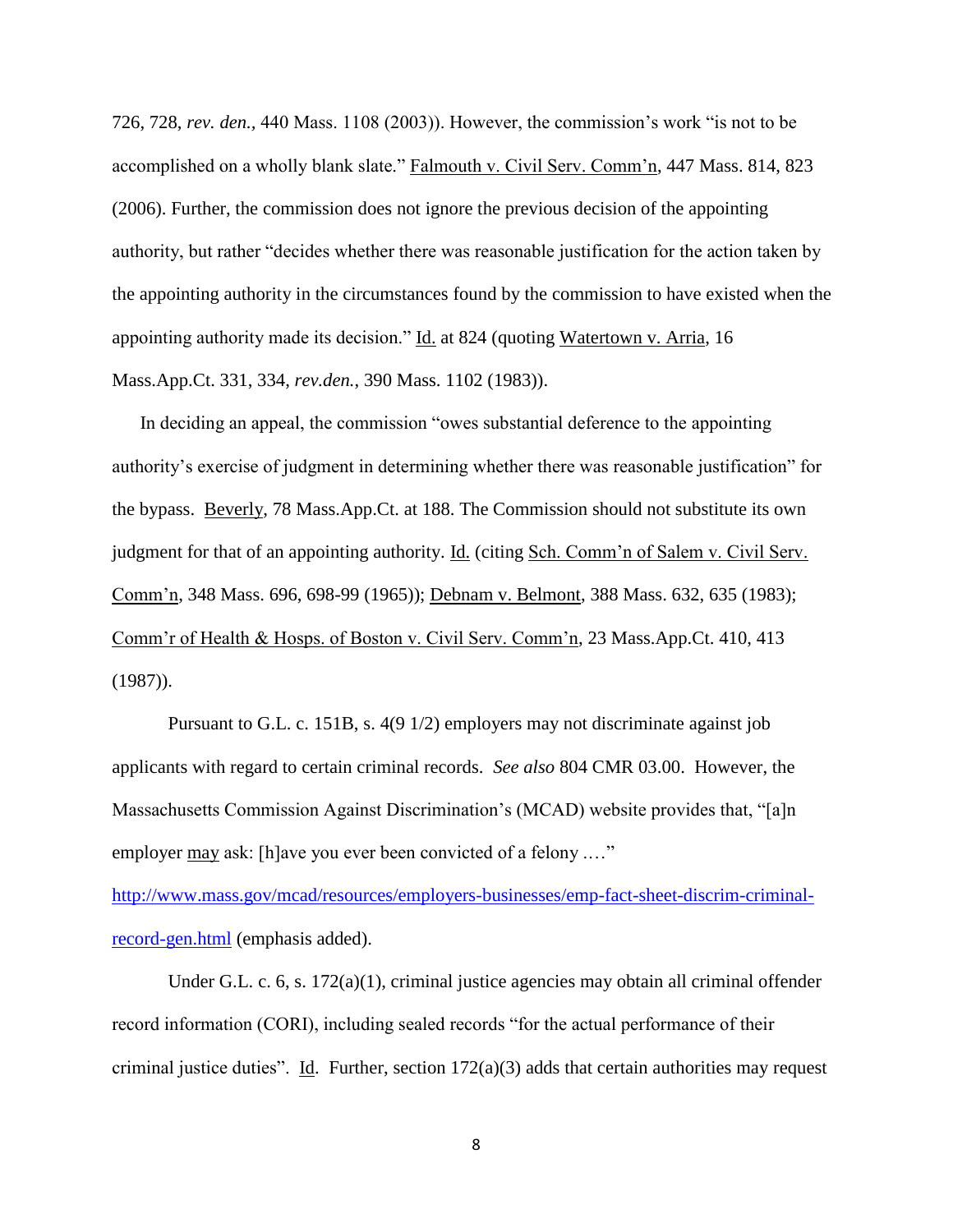726, 728, *rev. den.*, 440 Mass. 1108 (2003)). However, the commission's work "is not to be accomplished on a wholly blank slate." Falmouth v. Civil Serv. Comm'n, 447 Mass. 814, 823 (2006). Further, the commission does not ignore the previous decision of the appointing authority, but rather "decides whether there was reasonable justification for the action taken by the appointing authority in the circumstances found by the commission to have existed when the appointing authority made its decision." Id. at 824 (quoting Watertown v. Arria, 16 Mass.App.Ct. 331, 334, *rev.den.*, 390 Mass. 1102 (1983)).

In deciding an appeal, the commission "owes substantial deference to the appointing authority's exercise of judgment in determining whether there was reasonable justification" for the bypass. Beverly, 78 Mass.App.Ct. at 188. The Commission should not substitute its own judgment for that of an appointing authority. Id. (citing Sch. Comm'n of Salem v. Civil Serv. Comm'n, 348 Mass. 696, 698-99 (1965)); Debnam v. Belmont, 388 Mass. 632, 635 (1983); Comm'r of Health & Hosps. of Boston v. Civil Serv. Comm'n, 23 Mass.App.Ct. 410, 413 (1987)).

Pursuant to G.L. c. 151B, s. 4(9 1/2) employers may not discriminate against job applicants with regard to certain criminal records. *See also* 804 CMR 03.00. However, the Massachusetts Commission Against Discrimination's (MCAD) website provides that, "[a]n employer may ask: [h]ave you ever been convicted of a felony …." http://www.mass.gov/mcad/resources/employers-businesses/emp-fact-sheet-discrim-criminal-record-gen.html (emphasis added).

Under G.L. c. 6, s. 172(a)(1), criminal justice agencies may obtain all criminal offender record information (CORI), including sealed records "for the actual performance of their criminal justice duties". Id. Further, section 172(a)(3) adds that certain authorities may request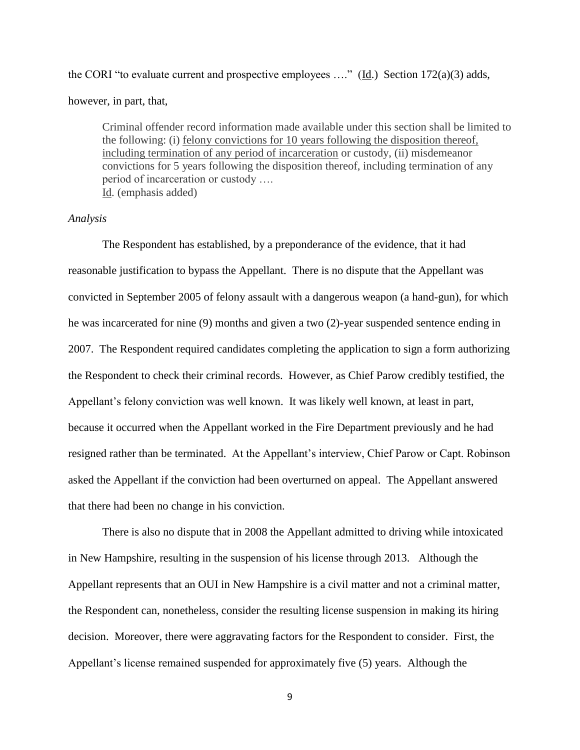the CORI "to evaluate current and prospective employees …." (Id.) Section 172(a)(3) adds, however, in part, that,

> Criminal offender record information made available under this section shall be limited to the following: (i) felony convictions for 10 years following the disposition thereof, including termination of any period of incarceration or custody, (ii) misdemeanor convictions for 5 years following the disposition thereof, including termination of any period of incarceration or custody ….
> Id. (emphasis added)

*Analysis*

The Respondent has established, by a preponderance of the evidence, that it had reasonable justification to bypass the Appellant. There is no dispute that the Appellant was convicted in September 2005 of felony assault with a dangerous weapon (a hand-gun), for which he was incarcerated for nine (9) months and given a two (2)-year suspended sentence ending in 2007. The Respondent required candidates completing the application to sign a form authorizing the Respondent to check their criminal records. However, as Chief Parow credibly testified, the Appellant's felony conviction was well known. It was likely well known, at least in part, because it occurred when the Appellant worked in the Fire Department previously and he had resigned rather than be terminated. At the Appellant's interview, Chief Parow or Capt. Robinson asked the Appellant if the conviction had been overturned on appeal. The Appellant answered that there had been no change in his conviction.

There is also no dispute that in 2008 the Appellant admitted to driving while intoxicated in New Hampshire, resulting in the suspension of his license through 2013. Although the Appellant represents that an OUI in New Hampshire is a civil matter and not a criminal matter, the Respondent can, nonetheless, consider the resulting license suspension in making its hiring decision. Moreover, there were aggravating factors for the Respondent to consider. First, the Appellant's license remained suspended for approximately five (5) years. Although the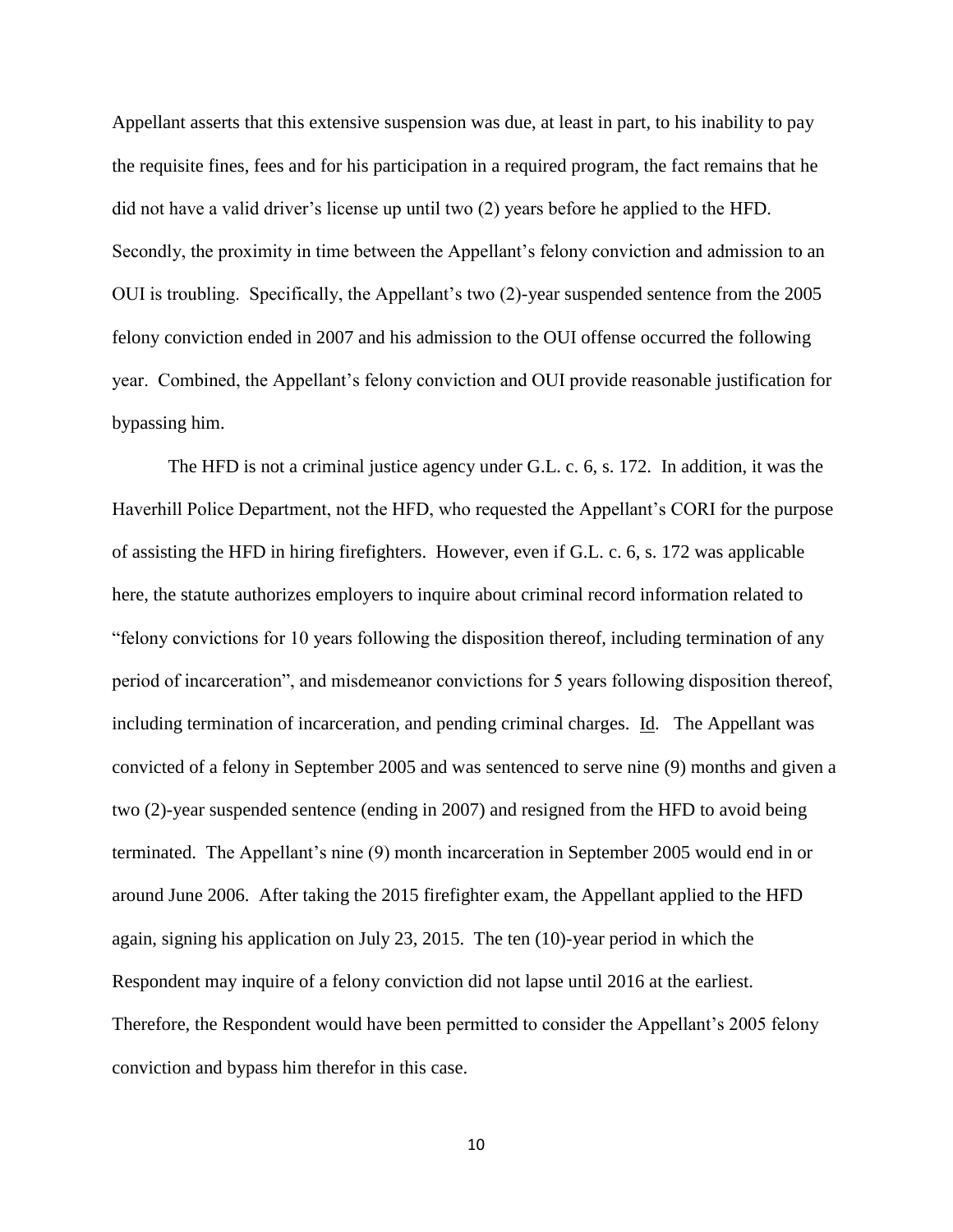Appellant asserts that this extensive suspension was due, at least in part, to his inability to pay the requisite fines, fees and for his participation in a required program, the fact remains that he did not have a valid driver's license up until two (2) years before he applied to the HFD. Secondly, the proximity in time between the Appellant's felony conviction and admission to an OUI is troubling. Specifically, the Appellant's two (2)-year suspended sentence from the 2005 felony conviction ended in 2007 and his admission to the OUI offense occurred the following year. Combined, the Appellant's felony conviction and OUI provide reasonable justification for bypassing him.

The HFD is not a criminal justice agency under G.L. c. 6, s. 172. In addition, it was the Haverhill Police Department, not the HFD, who requested the Appellant's CORI for the purpose of assisting the HFD in hiring firefighters. However, even if G.L. c. 6, s. 172 was applicable here, the statute authorizes employers to inquire about criminal record information related to "felony convictions for 10 years following the disposition thereof, including termination of any period of incarceration", and misdemeanor convictions for 5 years following disposition thereof, including termination of incarceration, and pending criminal charges. Id. The Appellant was convicted of a felony in September 2005 and was sentenced to serve nine (9) months and given a two (2)-year suspended sentence (ending in 2007) and resigned from the HFD to avoid being terminated. The Appellant's nine (9) month incarceration in September 2005 would end in or around June 2006. After taking the 2015 firefighter exam, the Appellant applied to the HFD again, signing his application on July 23, 2015. The ten (10)-year period in which the Respondent may inquire of a felony conviction did not lapse until 2016 at the earliest. Therefore, the Respondent would have been permitted to consider the Appellant's 2005 felony conviction and bypass him therefor in this case.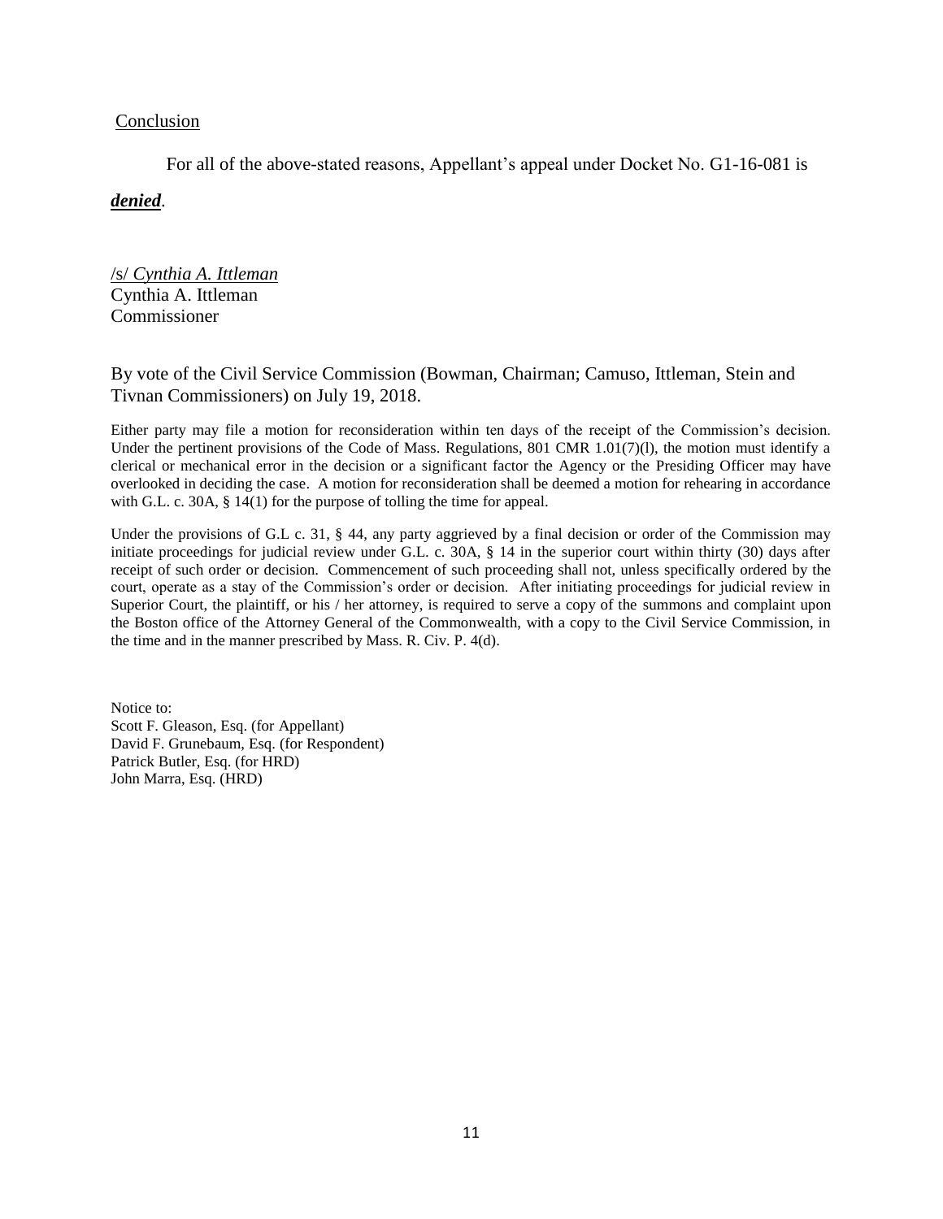Conclusion

For all of the above-stated reasons, Appellant's appeal under Docket No. G1-16-081 is ***denied***.

/s/ *Cynthia A. Ittleman*
Cynthia A. Ittleman
Commissioner

By vote of the Civil Service Commission (Bowman, Chairman; Camuso, Ittleman, Stein and Tivnan Commissioners) on July 19, 2018.

Either party may file a motion for reconsideration within ten days of the receipt of the Commission's decision. Under the pertinent provisions of the Code of Mass. Regulations, 801 CMR 1.01(7)(l), the motion must identify a clerical or mechanical error in the decision or a significant factor the Agency or the Presiding Officer may have overlooked in deciding the case. A motion for reconsideration shall be deemed a motion for rehearing in accordance with G.L. c. 30A, § 14(1) for the purpose of tolling the time for appeal.

Under the provisions of G.L c. 31, § 44, any party aggrieved by a final decision or order of the Commission may initiate proceedings for judicial review under G.L. c. 30A, § 14 in the superior court within thirty (30) days after receipt of such order or decision. Commencement of such proceeding shall not, unless specifically ordered by the court, operate as a stay of the Commission's order or decision. After initiating proceedings for judicial review in Superior Court, the plaintiff, or his / her attorney, is required to serve a copy of the summons and complaint upon the Boston office of the Attorney General of the Commonwealth, with a copy to the Civil Service Commission, in the time and in the manner prescribed by Mass. R. Civ. P. 4(d).

Notice to:
Scott F. Gleason, Esq. (for Appellant)
David F. Grunebaum, Esq. (for Respondent)
Patrick Butler, Esq. (for HRD)
John Marra, Esq. (HRD)